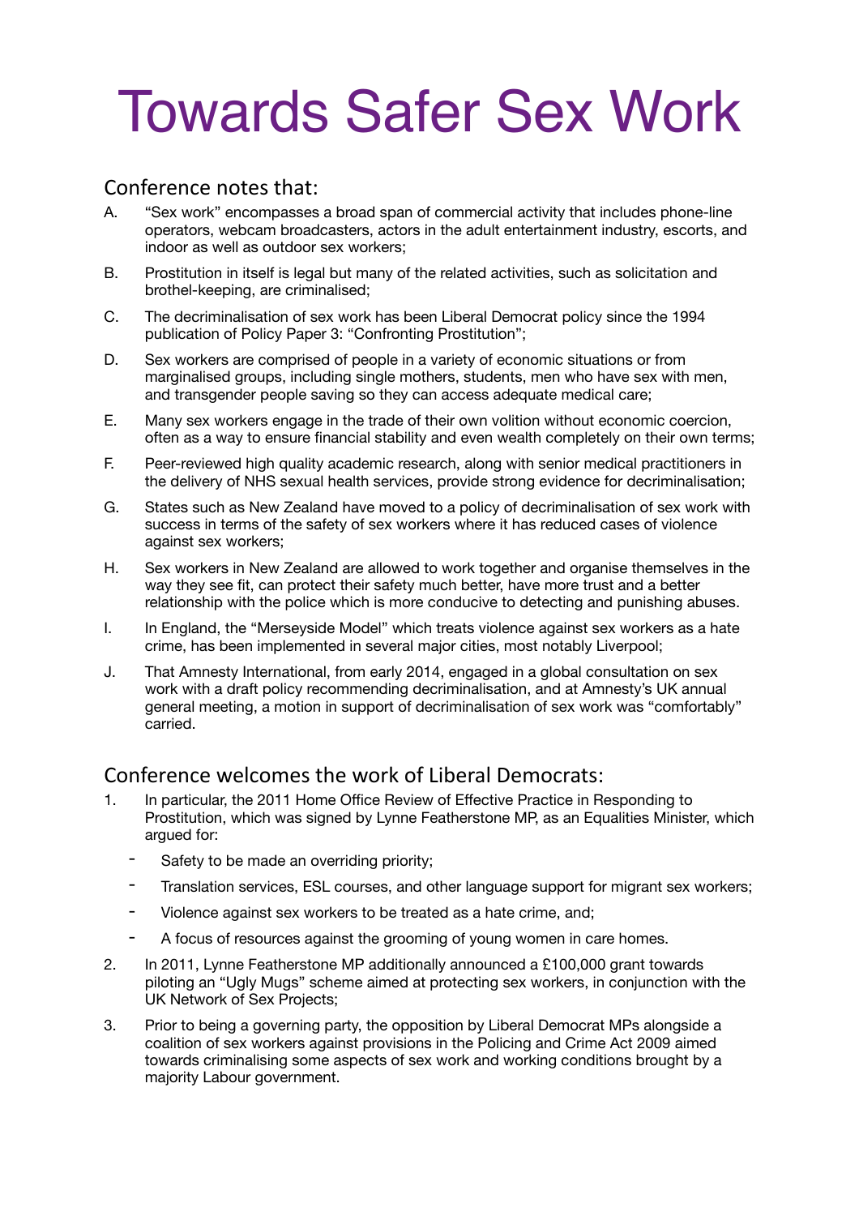# Towards Safer Sex Work

## Conference notes that:

A. "Sex work" encompasses a broad span of commercial activity that includes phone-line operators, webcam broadcasters, actors in the adult entertainment industry, escorts, and indoor as well as outdoor sex workers;

B. Prostitution in itself is legal but many of the related activities, such as solicitation and brothel-keeping, are criminalised;

C. The decriminalisation of sex work has been Liberal Democrat policy since the 1994 publication of Policy Paper 3: "Confronting Prostitution";

D. Sex workers are comprised of people in a variety of economic situations or from marginalised groups, including single mothers, students, men who have sex with men, and transgender people saving so they can access adequate medical care;

E. Many sex workers engage in the trade of their own volition without economic coercion, often as a way to ensure financial stability and even wealth completely on their own terms;

F. Peer-reviewed high quality academic research, along with senior medical practitioners in the delivery of NHS sexual health services, provide strong evidence for decriminalisation;

G. States such as New Zealand have moved to a policy of decriminalisation of sex work with success in terms of the safety of sex workers where it has reduced cases of violence against sex workers;

H. Sex workers in New Zealand are allowed to work together and organise themselves in the way they see fit, can protect their safety much better, have more trust and a better relationship with the police which is more conducive to detecting and punishing abuses.

I. In England, the "Merseyside Model" which treats violence against sex workers as a hate crime, has been implemented in several major cities, most notably Liverpool;

J. That Amnesty International, from early 2014, engaged in a global consultation on sex work with a draft policy recommending decriminalisation, and at Amnesty's UK annual general meeting, a motion in support of decriminalisation of sex work was "comfortably" carried.

## Conference welcomes the work of Liberal Democrats:

1. In particular, the 2011 Home Office Review of Effective Practice in Responding to Prostitution, which was signed by Lynne Featherstone MP, as an Equalities Minister, which argued for:
   - Safety to be made an overriding priority;
   - Translation services, ESL courses, and other language support for migrant sex workers;
   - Violence against sex workers to be treated as a hate crime, and;
   - A focus of resources against the grooming of young women in care homes.

2. In 2011, Lynne Featherstone MP additionally announced a £100,000 grant towards piloting an "Ugly Mugs" scheme aimed at protecting sex workers, in conjunction with the UK Network of Sex Projects;

3. Prior to being a governing party, the opposition by Liberal Democrat MPs alongside a coalition of sex workers against provisions in the Policing and Crime Act 2009 aimed towards criminalising some aspects of sex work and working conditions brought by a majority Labour government.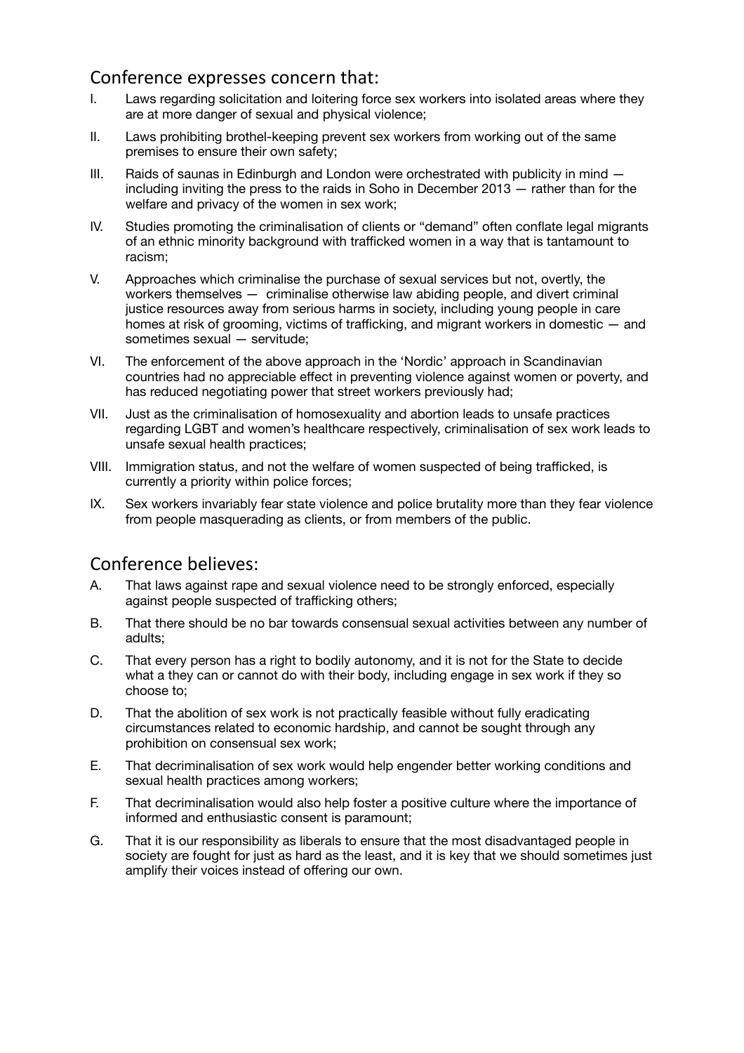## Conference expresses concern that:

I. Laws regarding solicitation and loitering force sex workers into isolated areas where they are at more danger of sexual and physical violence;

II. Laws prohibiting brothel-keeping prevent sex workers from working out of the same premises to ensure their own safety;

III. Raids of saunas in Edinburgh and London were orchestrated with publicity in mind — including inviting the press to the raids in Soho in December 2013 — rather than for the welfare and privacy of the women in sex work;

IV. Studies promoting the criminalisation of clients or "demand" often conflate legal migrants of an ethnic minority background with trafficked women in a way that is tantamount to racism;

V. Approaches which criminalise the purchase of sexual services but not, overtly, the workers themselves — criminalise otherwise law abiding people, and divert criminal justice resources away from serious harms in society, including young people in care homes at risk of grooming, victims of trafficking, and migrant workers in domestic — and sometimes sexual — servitude;

VI. The enforcement of the above approach in the 'Nordic' approach in Scandinavian countries had no appreciable effect in preventing violence against women or poverty, and has reduced negotiating power that street workers previously had;

VII. Just as the criminalisation of homosexuality and abortion leads to unsafe practices regarding LGBT and women's healthcare respectively, criminalisation of sex work leads to unsafe sexual health practices;

VIII. Immigration status, and not the welfare of women suspected of being trafficked, is currently a priority within police forces;

IX. Sex workers invariably fear state violence and police brutality more than they fear violence from people masquerading as clients, or from members of the public.

## Conference believes:

A. That laws against rape and sexual violence need to be strongly enforced, especially against people suspected of trafficking others;

B. That there should be no bar towards consensual sexual activities between any number of adults;

C. That every person has a right to bodily autonomy, and it is not for the State to decide what a they can or cannot do with their body, including engage in sex work if they so choose to;

D. That the abolition of sex work is not practically feasible without fully eradicating circumstances related to economic hardship, and cannot be sought through any prohibition on consensual sex work;

E. That decriminalisation of sex work would help engender better working conditions and sexual health practices among workers;

F. That decriminalisation would also help foster a positive culture where the importance of informed and enthusiastic consent is paramount;

G. That it is our responsibility as liberals to ensure that the most disadvantaged people in society are fought for just as hard as the least, and it is key that we should sometimes just amplify their voices instead of offering our own.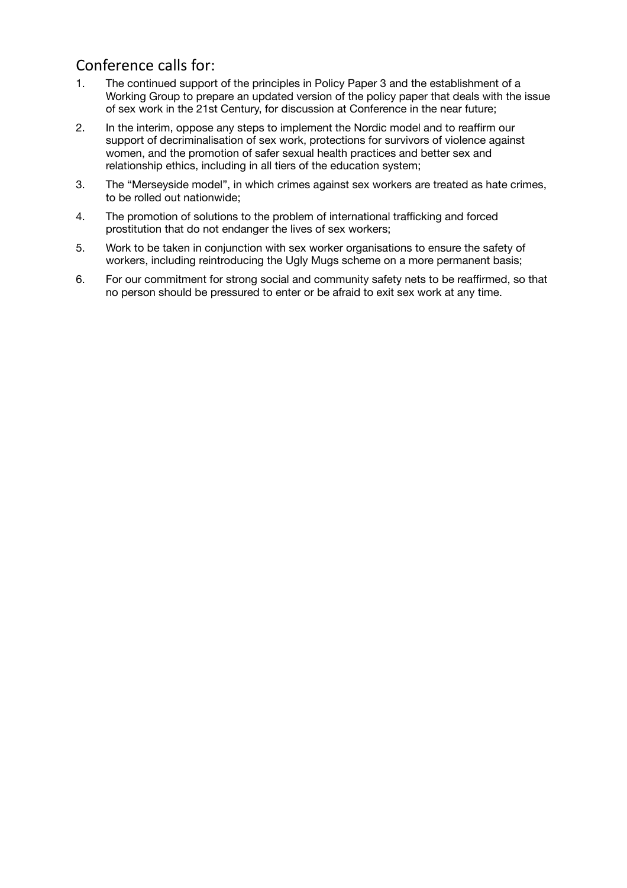## Conference calls for:

1. The continued support of the principles in Policy Paper 3 and the establishment of a Working Group to prepare an updated version of the policy paper that deals with the issue of sex work in the 21st Century, for discussion at Conference in the near future;
2. In the interim, oppose any steps to implement the Nordic model and to reaffirm our support of decriminalisation of sex work, protections for survivors of violence against women, and the promotion of safer sexual health practices and better sex and relationship ethics, including in all tiers of the education system;
3. The "Merseyside model", in which crimes against sex workers are treated as hate crimes, to be rolled out nationwide;
4. The promotion of solutions to the problem of international trafficking and forced prostitution that do not endanger the lives of sex workers;
5. Work to be taken in conjunction with sex worker organisations to ensure the safety of workers, including reintroducing the Ugly Mugs scheme on a more permanent basis;
6. For our commitment for strong social and community safety nets to be reaffirmed, so that no person should be pressured to enter or be afraid to exit sex work at any time.